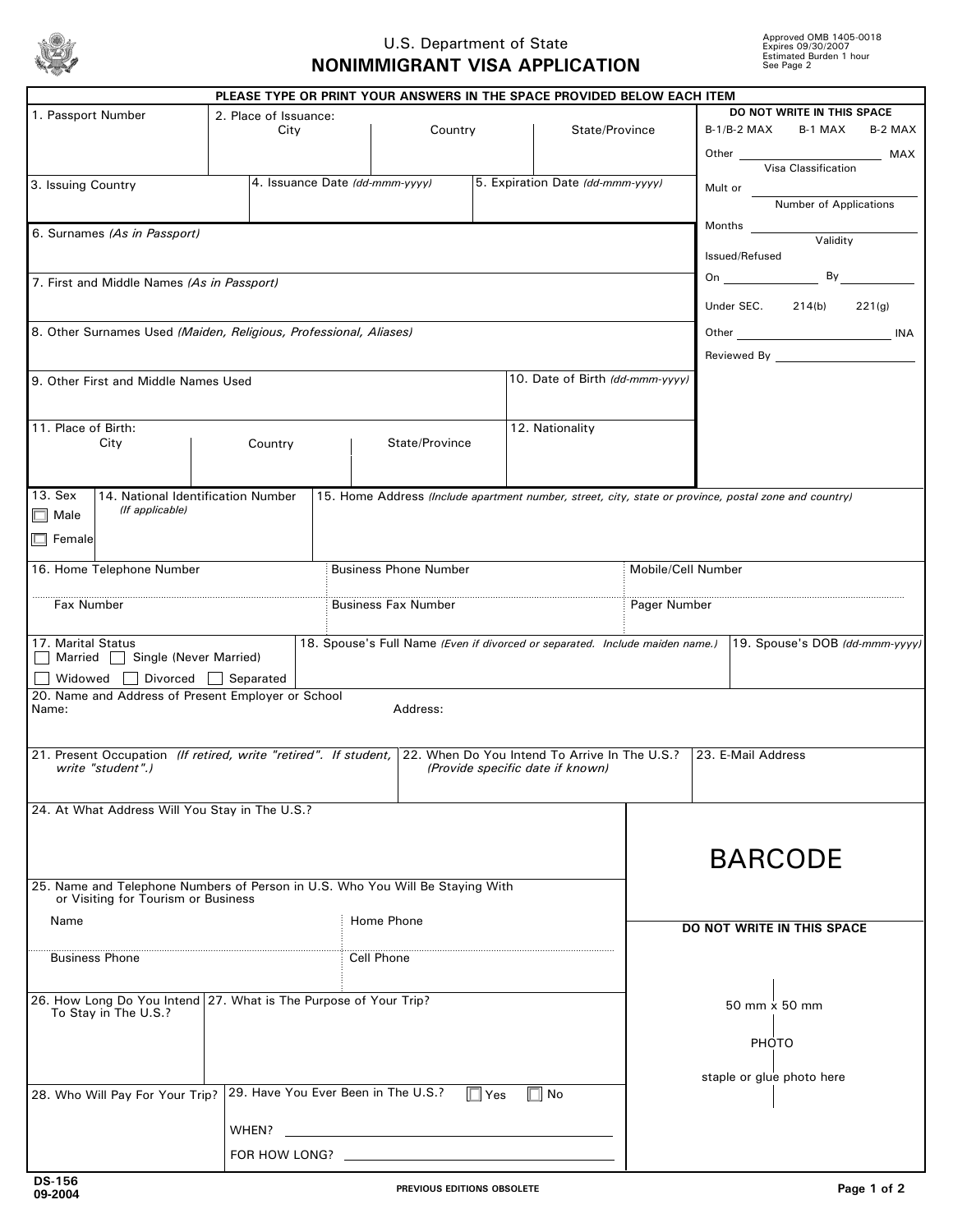U.S. Department of State

# NONIMMIGRANT VISA APPLICATION

Approved OMB 1405-0018
Expires 09/30/2007
Estimated Burden 1 hour
See Page 2

**PLEASE TYPE OR PRINT YOUR ANSWERS IN THE SPACE PROVIDED BELOW EACH ITEM**

1. Passport Number

2. Place of Issuance:
City | Country | State/Province

3. Issuing Country

4. Issuance Date *(dd-mmm-yyyy)*

5. Expiration Date *(dd-mmm-yyyy)*

6. Surnames *(As in Passport)*

7. First and Middle Names *(As in Passport)*

8. Other Surnames Used *(Maiden, Religious, Professional, Aliases)*

9. Other First and Middle Names Used

10. Date of Birth *(dd-mmm-yyyy)*

11. Place of Birth:
City | Country | State/Province

12. Nationality

**DO NOT WRITE IN THIS SPACE**

B-1/B-2 MAX  B-1 MAX  B-2 MAX

Other ________________ MAX
Visa Classification

Mult or ________________
Number of Applications

Months ________________
Validity

Issued/Refused

On ________ By ________

Under SEC. 214(b) 221(g)

Other ________________ INA

Reviewed By ________________

13. Sex
☐ Male
☐ Female

14. National Identification Number *(If applicable)*

15. Home Address *(Include apartment number, street, city, state or province, postal zone and country)*

16. Home Telephone Number | Business Phone Number | Mobile/Cell Number

Fax Number | Business Fax Number | Pager Number

17. Marital Status
☐ Married ☐ Single (Never Married)
☐ Widowed ☐ Divorced ☐ Separated

18. Spouse's Full Name *(Even if divorced or separated. Include maiden name.)*

19. Spouse's DOB *(dd-mmm-yyyy)*

20. Name and Address of Present Employer or School
Name: | Address:

21. Present Occupation *(If retired, write "retired". If student, write "student".)*

22. When Do You Intend To Arrive In The U.S.? *(Provide specific date if known)*

23. E-Mail Address

24. At What Address Will You Stay in The U.S.?

BARCODE

25. Name and Telephone Numbers of Person in U.S. Who You Will Be Staying With or Visiting for Tourism or Business

Name | Home Phone

Business Phone | Cell Phone

**DO NOT WRITE IN THIS SPACE**

26. How Long Do You Intend To Stay in The U.S.?

27. What is The Purpose of Your Trip?

50 mm x 50 mm

PHOTO

staple or glue photo here

28. Who Will Pay For Your Trip?

29. Have You Ever Been in The U.S.? ☐ Yes ☐ No

WHEN? ________________

FOR HOW LONG? ________________

DS-156
09-2004

PREVIOUS EDITIONS OBSOLETE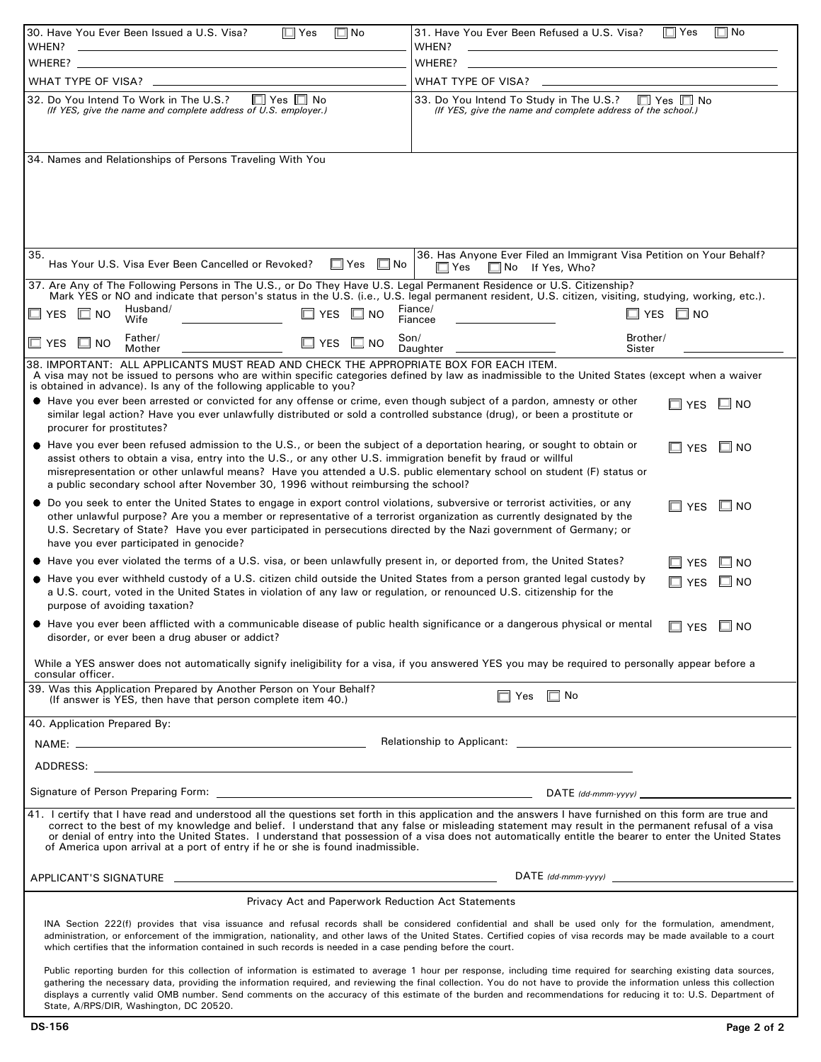30. Have You Ever Been Issued a U.S. Visa? ☐ Yes ☐ No

WHEN? \_\_\_\_\_\_\_\_\_\_\_\_\_\_\_\_

WHERE? \_\_\_\_\_\_\_\_\_\_\_\_\_\_\_\_

WHAT TYPE OF VISA? \_\_\_\_\_\_\_\_\_\_\_\_\_\_\_\_

31. Have You Ever Been Refused a U.S. Visa? ☐ Yes ☐ No

WHEN? \_\_\_\_\_\_\_\_\_\_\_\_\_\_\_\_

WHERE? \_\_\_\_\_\_\_\_\_\_\_\_\_\_\_\_

WHAT TYPE OF VISA? \_\_\_\_\_\_\_\_\_\_\_\_\_\_\_\_

32. Do You Intend To Work in The U.S.? ☐ Yes ☐ No
*(If YES, give the name and complete address of U.S. employer.)*

33. Do You Intend To Study in The U.S.? ☐ Yes ☐ No
*(If YES, give the name and complete address of the school.)*

34. Names and Relationships of Persons Traveling With You

35. Has Your U.S. Visa Ever Been Cancelled or Revoked? ☐ Yes ☐ No

36. Has Anyone Ever Filed an Immigrant Visa Petition on Your Behalf? ☐ Yes ☐ No If Yes, Who?

37. Are Any of The Following Persons in The U.S., or Do They Have U.S. Legal Permanent Residence or U.S. Citizenship?
Mark YES or NO and indicate that person's status in the U.S. (i.e., U.S. legal permanent resident, U.S. citizen, visiting, studying, working, etc.).

| | | | | | |
|---|---|---|---|---|---|
| ☐ YES ☐ NO | Husband/ Wife \_\_\_\_\_\_\_\_ | ☐ YES ☐ NO | Fiance/ Fiancee \_\_\_\_\_\_\_\_ | ☐ YES ☐ NO | |
| ☐ YES ☐ NO | Father/ Mother \_\_\_\_\_\_\_\_ | ☐ YES ☐ NO | Son/ Daughter \_\_\_\_\_\_\_\_ | | Brother/ Sister \_\_\_\_\_\_\_\_ |

38. IMPORTANT: ALL APPLICANTS MUST READ AND CHECK THE APPROPRIATE BOX FOR EACH ITEM.
A visa may not be issued to persons who are within specific categories defined by law as inadmissible to the United States (except when a waiver is obtained in advance). Is any of the following applicable to you?

- Have you ever been arrested or convicted for any offense or crime, even though subject of a pardon, amnesty or other similar legal action? Have you ever unlawfully distributed or sold a controlled substance (drug), or been a prostitute or procurer for prostitutes? ☐ YES ☐ NO
- Have you ever been refused admission to the U.S., or been the subject of a deportation hearing, or sought to obtain or assist others to obtain a visa, entry into the U.S., or any other U.S. immigration benefit by fraud or willful misrepresentation or other unlawful means? Have you attended a U.S. public elementary school on student (F) status or a public secondary school after November 30, 1996 without reimbursing the school? ☐ YES ☐ NO
- Do you seek to enter the United States to engage in export control violations, subversive or terrorist activities, or any other unlawful purpose? Are you a member or representative of a terrorist organization as currently designated by the U.S. Secretary of State? Have you ever participated in persecutions directed by the Nazi government of Germany; or have you ever participated in genocide? ☐ YES ☐ NO
- Have you ever violated the terms of a U.S. visa, or been unlawfully present in, or deported from, the United States? ☐ YES ☐ NO
- Have you ever withheld custody of a U.S. citizen child outside the United States from a person granted legal custody by a U.S. court, voted in the United States in violation of any law or regulation, or renounced U.S. citizenship for the purpose of avoiding taxation? ☐ YES ☐ NO
- Have you ever been afflicted with a communicable disease of public health significance or a dangerous physical or mental disorder, or ever been a drug abuser or addict? ☐ YES ☐ NO

While a YES answer does not automatically signify ineligibility for a visa, if you answered YES you may be required to personally appear before a consular officer.

39. Was this Application Prepared by Another Person on Your Behalf? ☐ Yes ☐ No
(If answer is YES, then have that person complete item 40.)

40. Application Prepared By:

NAME: \_\_\_\_\_\_\_\_\_\_\_\_\_\_\_\_ Relationship to Applicant: \_\_\_\_\_\_\_\_\_\_\_\_\_\_\_\_

ADDRESS: \_\_\_\_\_\_\_\_\_\_\_\_\_\_\_\_

Signature of Person Preparing Form: \_\_\_\_\_\_\_\_\_\_\_\_\_\_\_\_ DATE *(dd-mmm-yyyy)* \_\_\_\_\_\_\_\_\_\_\_\_\_\_\_\_

41. I certify that I have read and understood all the questions set forth in this application and the answers I have furnished on this form are true and correct to the best of my knowledge and belief. I understand that any false or misleading statement may result in the permanent refusal of a visa or denial of entry into the United States. I understand that possession of a visa does not automatically entitle the bearer to enter the United States of America upon arrival at a port of entry if he or she is found inadmissible.

APPLICANT'S SIGNATURE \_\_\_\_\_\_\_\_\_\_\_\_\_\_\_\_ DATE *(dd-mmm-yyyy)* \_\_\_\_\_\_\_\_\_\_\_\_\_\_\_\_

## Privacy Act and Paperwork Reduction Act Statements

INA Section 222(f) provides that visa issuance and refusal records shall be considered confidential and shall be used only for the formulation, amendment, administration, or enforcement of the immigration, nationality, and other laws of the United States. Certified copies of visa records may be made available to a court which certifies that the information contained in such records is needed in a case pending before the court.

Public reporting burden for this collection of information is estimated to average 1 hour per response, including time required for searching existing data sources, gathering the necessary data, providing the information required, and reviewing the final collection. You do not have to provide the information unless this collection displays a currently valid OMB number. Send comments on the accuracy of this estimate of the burden and recommendations for reducing it to: U.S. Department of State, A/RPS/DIR, Washington, DC 20520.

DS-156